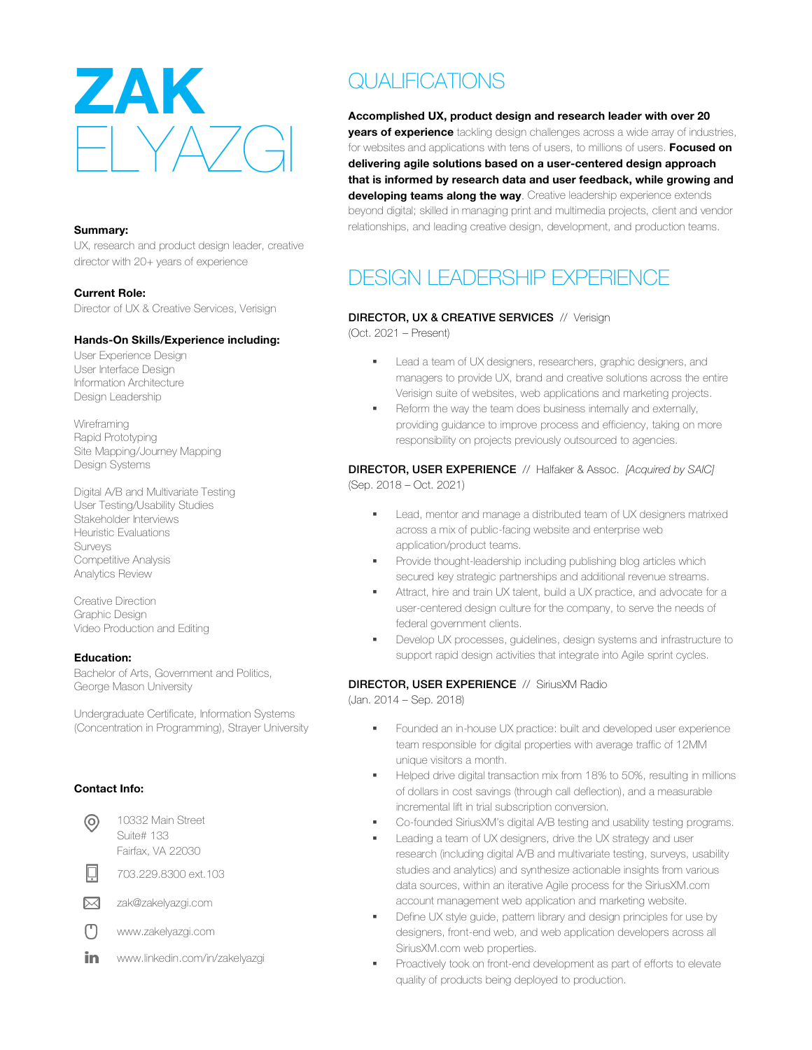# ZAK ELYAZGI

**Summary:**
UX, research and product design leader, creative director with 20+ years of experience

**Current Role:**
Director of UX & Creative Services, Verisign

**Hands-On Skills/Experience including:**

User Experience Design
User Interface Design
Information Architecture
Design Leadership

Wireframing
Rapid Prototyping
Site Mapping/Journey Mapping
Design Systems

Digital A/B and Multivariate Testing
User Testing/Usability Studies
Stakeholder Interviews
Heuristic Evaluations
Surveys
Competitive Analysis
Analytics Review

Creative Direction
Graphic Design
Video Production and Editing

**Education:**
Bachelor of Arts, Government and Politics, George Mason University

Undergraduate Certificate, Information Systems (Concentration in Programming), Strayer University

**Contact Info:**

10332 Main Street
Suite# 133
Fairfax, VA 22030

703.229.8300 ext.103

zak@zakelyazgi.com

www.zakelyazgi.com

www.linkedin.com/in/zakelyazgi

## QUALIFICATIONS

**Accomplished UX, product design and research leader with over 20 years of experience** tackling design challenges across a wide array of industries, for websites and applications with tens of users, to millions of users. **Focused on delivering agile solutions based on a user-centered design approach that is informed by research data and user feedback, while growing and developing teams along the way**. Creative leadership experience extends beyond digital; skilled in managing print and multimedia projects, client and vendor relationships, and leading creative design, development, and production teams.

## DESIGN LEADERSHIP EXPERIENCE

**DIRECTOR, UX & CREATIVE SERVICES** // Verisign
(Oct. 2021 – Present)

- Lead a team of UX designers, researchers, graphic designers, and managers to provide UX, brand and creative solutions across the entire Verisign suite of websites, web applications and marketing projects.
- Reform the way the team does business internally and externally, providing guidance to improve process and efficiency, taking on more responsibility on projects previously outsourced to agencies.

**DIRECTOR, USER EXPERIENCE** // Halfaker & Assoc. *[Acquired by SAIC]*
(Sep. 2018 – Oct. 2021)

- Lead, mentor and manage a distributed team of UX designers matrixed across a mix of public-facing website and enterprise web application/product teams.
- Provide thought-leadership including publishing blog articles which secured key strategic partnerships and additional revenue streams.
- Attract, hire and train UX talent, build a UX practice, and advocate for a user-centered design culture for the company, to serve the needs of federal government clients.
- Develop UX processes, guidelines, design systems and infrastructure to support rapid design activities that integrate into Agile sprint cycles.

**DIRECTOR, USER EXPERIENCE** // SiriusXM Radio
(Jan. 2014 – Sep. 2018)

- Founded an in-house UX practice: built and developed user experience team responsible for digital properties with average traffic of 12MM unique visitors a month.
- Helped drive digital transaction mix from 18% to 50%, resulting in millions of dollars in cost savings (through call deflection), and a measurable incremental lift in trial subscription conversion.
- Co-founded SiriusXM's digital A/B testing and usability testing programs.
- Leading a team of UX designers, drive the UX strategy and user research (including digital A/B and multivariate testing, surveys, usability studies and analytics) and synthesize actionable insights from various data sources, within an iterative Agile process for the SiriusXM.com account management web application and marketing website.
- Define UX style guide, pattern library and design principles for use by designers, front-end web, and web application developers across all SiriusXM.com web properties.
- Proactively took on front-end development as part of efforts to elevate quality of products being deployed to production.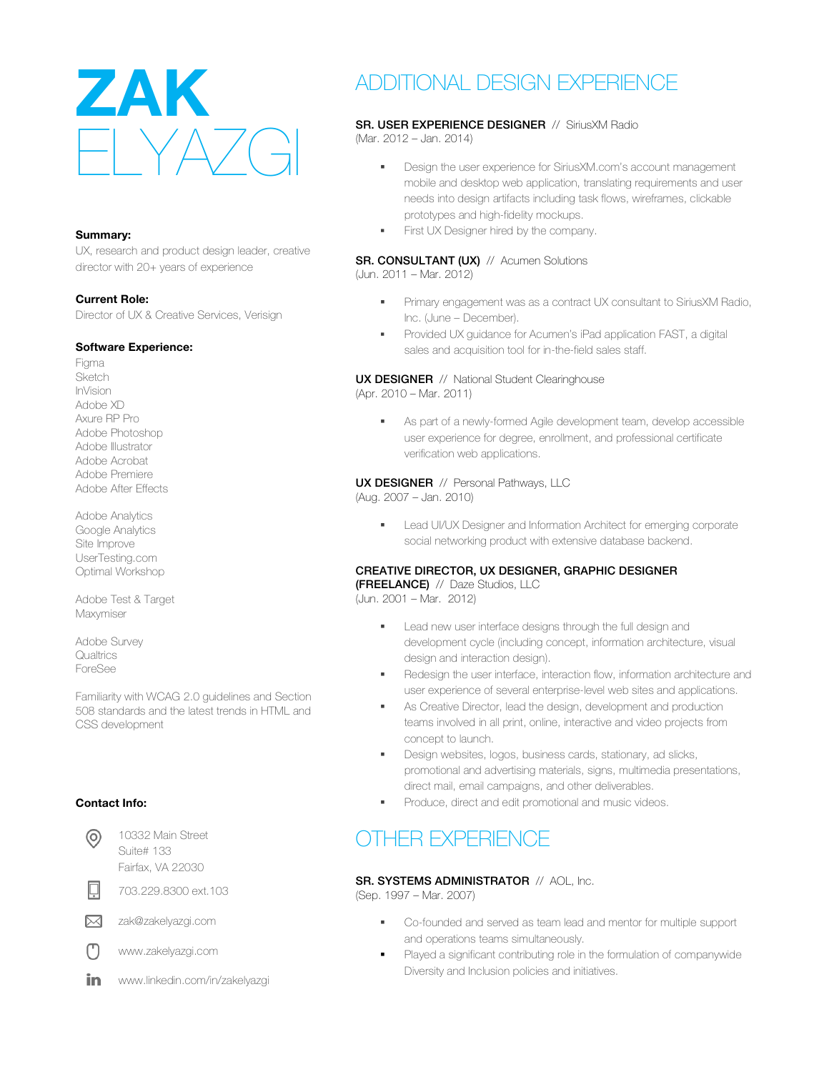# ZAK ELYAZGI

**Summary:**

UX, research and product design leader, creative director with 20+ years of experience

**Current Role:**

Director of UX & Creative Services, Verisign

**Software Experience:**

Figma
Sketch
InVision
Adobe XD
Axure RP Pro
Adobe Photoshop
Adobe Illustrator
Adobe Acrobat
Adobe Premiere
Adobe After Effects

Adobe Analytics
Google Analytics
Site Improve
UserTesting.com
Optimal Workshop

Adobe Test & Target
Maxymiser

Adobe Survey
Qualtrics
ForeSee

Familiarity with WCAG 2.0 guidelines and Section 508 standards and the latest trends in HTML and CSS development

**Contact Info:**

10332 Main Street
Suite# 133
Fairfax, VA 22030

703.229.8300 ext.103

zak@zakelyazgi.com

www.zakelyazgi.com

www.linkedin.com/in/zakelyazgi

## ADDITIONAL DESIGN EXPERIENCE

**SR. USER EXPERIENCE DESIGNER** // SiriusXM Radio
(Mar. 2012 – Jan. 2014)

- Design the user experience for SiriusXM.com's account management mobile and desktop web application, translating requirements and user needs into design artifacts including task flows, wireframes, clickable prototypes and high-fidelity mockups.
- First UX Designer hired by the company.

**SR. CONSULTANT (UX)** // Acumen Solutions
(Jun. 2011 – Mar. 2012)

- Primary engagement was as a contract UX consultant to SiriusXM Radio, Inc. (June – December).
- Provided UX guidance for Acumen's iPad application FAST, a digital sales and acquisition tool for in-the-field sales staff.

**UX DESIGNER** // National Student Clearinghouse
(Apr. 2010 – Mar. 2011)

- As part of a newly-formed Agile development team, develop accessible user experience for degree, enrollment, and professional certificate verification web applications.

**UX DESIGNER** // Personal Pathways, LLC
(Aug. 2007 – Jan. 2010)

- Lead UI/UX Designer and Information Architect for emerging corporate social networking product with extensive database backend.

**CREATIVE DIRECTOR, UX DESIGNER, GRAPHIC DESIGNER (FREELANCE)** // Daze Studios, LLC
(Jun. 2001 – Mar. 2012)

- Lead new user interface designs through the full design and development cycle (including concept, information architecture, visual design and interaction design).
- Redesign the user interface, interaction flow, information architecture and user experience of several enterprise-level web sites and applications.
- As Creative Director, lead the design, development and production teams involved in all print, online, interactive and video projects from concept to launch.
- Design websites, logos, business cards, stationary, ad slicks, promotional and advertising materials, signs, multimedia presentations, direct mail, email campaigns, and other deliverables.
- Produce, direct and edit promotional and music videos.

## OTHER EXPERIENCE

**SR. SYSTEMS ADMINISTRATOR** // AOL, Inc.
(Sep. 1997 – Mar. 2007)

- Co-founded and served as team lead and mentor for multiple support and operations teams simultaneously.
- Played a significant contributing role in the formulation of companywide Diversity and Inclusion policies and initiatives.